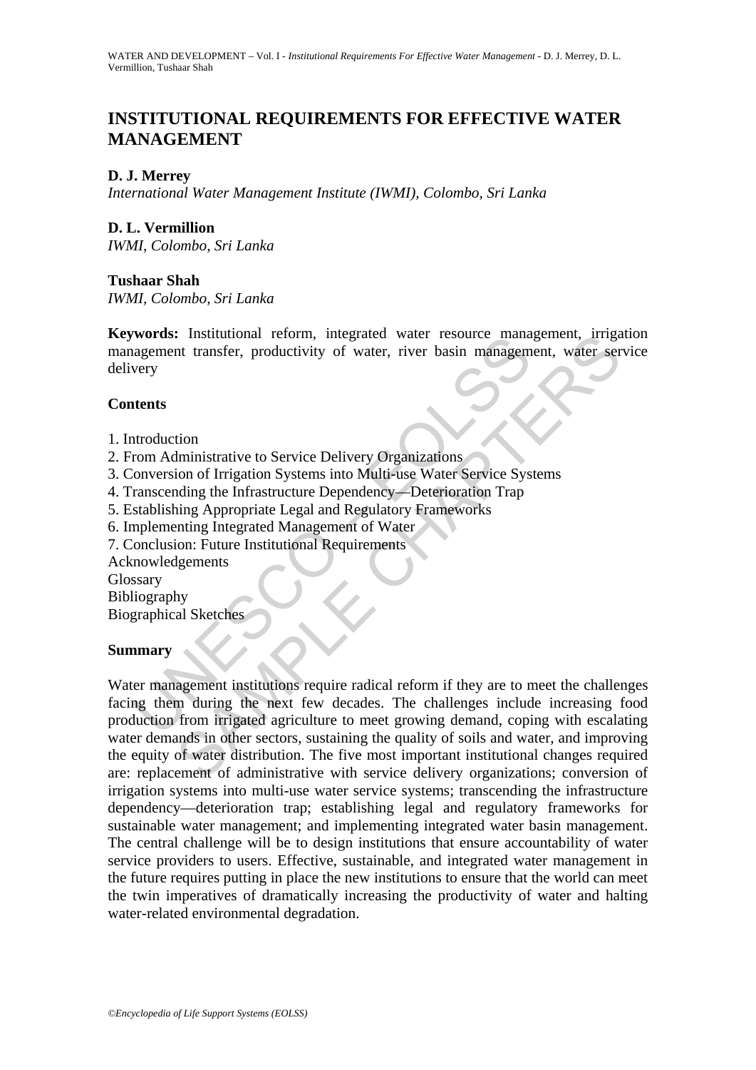# INSTITUTIONAL REQUIREMENTS FOR EFFECTIVE WATER MANAGEMENT

**D. J. Merrey**
*International Water Management Institute (IWMI), Colombo, Sri Lanka*

**D. L. Vermillion**
*IWMI, Colombo, Sri Lanka*

**Tushaar Shah**
*IWMI, Colombo, Sri Lanka*

**Keywords:** Institutional reform, integrated water resource management, irrigation management transfer, productivity of water, river basin management, water service delivery

## Contents

1. Introduction
2. From Administrative to Service Delivery Organizations
3. Conversion of Irrigation Systems into Multi-use Water Service Systems
4. Transcending the Infrastructure Dependency—Deterioration Trap
5. Establishing Appropriate Legal and Regulatory Frameworks
6. Implementing Integrated Management of Water
7. Conclusion: Future Institutional Requirements

Acknowledgements
Glossary
Bibliography
Biographical Sketches

## Summary

Water management institutions require radical reform if they are to meet the challenges facing them during the next few decades. The challenges include increasing food production from irrigated agriculture to meet growing demand, coping with escalating water demands in other sectors, sustaining the quality of soils and water, and improving the equity of water distribution. The five most important institutional changes required are: replacement of administrative with service delivery organizations; conversion of irrigation systems into multi-use water service systems; transcending the infrastructure dependency—deterioration trap; establishing legal and regulatory frameworks for sustainable water management; and implementing integrated water basin management. The central challenge will be to design institutions that ensure accountability of water service providers to users. Effective, sustainable, and integrated water management in the future requires putting in place the new institutions to ensure that the world can meet the twin imperatives of dramatically increasing the productivity of water and halting water-related environmental degradation.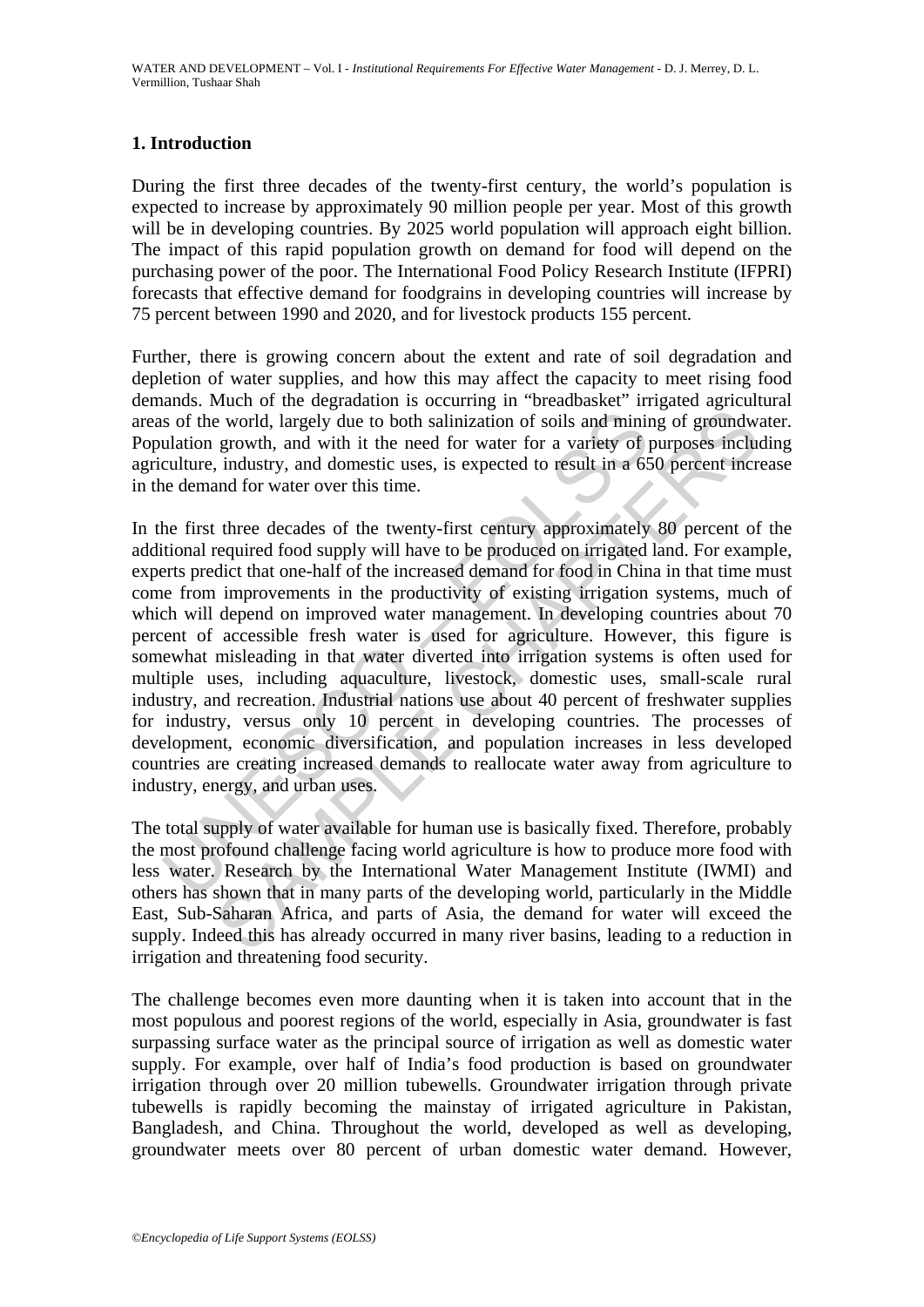## 1. Introduction

During the first three decades of the twenty-first century, the world's population is expected to increase by approximately 90 million people per year. Most of this growth will be in developing countries. By 2025 world population will approach eight billion. The impact of this rapid population growth on demand for food will depend on the purchasing power of the poor. The International Food Policy Research Institute (IFPRI) forecasts that effective demand for foodgrains in developing countries will increase by 75 percent between 1990 and 2020, and for livestock products 155 percent.

Further, there is growing concern about the extent and rate of soil degradation and depletion of water supplies, and how this may affect the capacity to meet rising food demands. Much of the degradation is occurring in "breadbasket" irrigated agricultural areas of the world, largely due to both salinization of soils and mining of groundwater. Population growth, and with it the need for water for a variety of purposes including agriculture, industry, and domestic uses, is expected to result in a 650 percent increase in the demand for water over this time.

In the first three decades of the twenty-first century approximately 80 percent of the additional required food supply will have to be produced on irrigated land. For example, experts predict that one-half of the increased demand for food in China in that time must come from improvements in the productivity of existing irrigation systems, much of which will depend on improved water management. In developing countries about 70 percent of accessible fresh water is used for agriculture. However, this figure is somewhat misleading in that water diverted into irrigation systems is often used for multiple uses, including aquaculture, livestock, domestic uses, small-scale rural industry, and recreation. Industrial nations use about 40 percent of freshwater supplies for industry, versus only 10 percent in developing countries. The processes of development, economic diversification, and population increases in less developed countries are creating increased demands to reallocate water away from agriculture to industry, energy, and urban uses.

The total supply of water available for human use is basically fixed. Therefore, probably the most profound challenge facing world agriculture is how to produce more food with less water. Research by the International Water Management Institute (IWMI) and others has shown that in many parts of the developing world, particularly in the Middle East, Sub-Saharan Africa, and parts of Asia, the demand for water will exceed the supply. Indeed this has already occurred in many river basins, leading to a reduction in irrigation and threatening food security.

The challenge becomes even more daunting when it is taken into account that in the most populous and poorest regions of the world, especially in Asia, groundwater is fast surpassing surface water as the principal source of irrigation as well as domestic water supply. For example, over half of India's food production is based on groundwater irrigation through over 20 million tubewells. Groundwater irrigation through private tubewells is rapidly becoming the mainstay of irrigated agriculture in Pakistan, Bangladesh, and China. Throughout the world, developed as well as developing, groundwater meets over 80 percent of urban domestic water demand. However,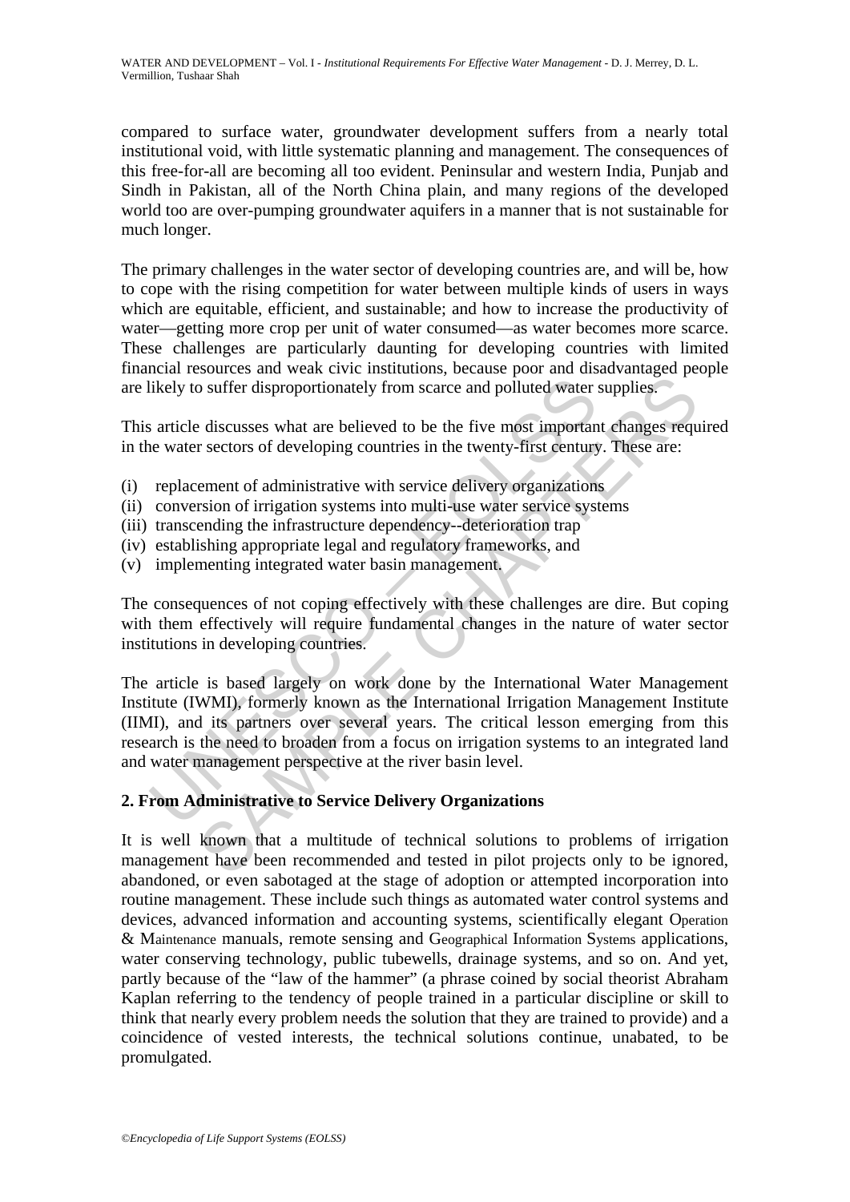compared to surface water, groundwater development suffers from a nearly total institutional void, with little systematic planning and management. The consequences of this free-for-all are becoming all too evident. Peninsular and western India, Punjab and Sindh in Pakistan, all of the North China plain, and many regions of the developed world too are over-pumping groundwater aquifers in a manner that is not sustainable for much longer.

The primary challenges in the water sector of developing countries are, and will be, how to cope with the rising competition for water between multiple kinds of users in ways which are equitable, efficient, and sustainable; and how to increase the productivity of water—getting more crop per unit of water consumed—as water becomes more scarce. These challenges are particularly daunting for developing countries with limited financial resources and weak civic institutions, because poor and disadvantaged people are likely to suffer disproportionately from scarce and polluted water supplies.

This article discusses what are believed to be the five most important changes required in the water sectors of developing countries in the twenty-first century. These are:

(i) replacement of administrative with service delivery organizations
(ii) conversion of irrigation systems into multi-use water service systems
(iii) transcending the infrastructure dependency--deterioration trap
(iv) establishing appropriate legal and regulatory frameworks, and
(v) implementing integrated water basin management.

The consequences of not coping effectively with these challenges are dire. But coping with them effectively will require fundamental changes in the nature of water sector institutions in developing countries.

The article is based largely on work done by the International Water Management Institute (IWMI), formerly known as the International Irrigation Management Institute (IIMI), and its partners over several years. The critical lesson emerging from this research is the need to broaden from a focus on irrigation systems to an integrated land and water management perspective at the river basin level.

## 2. From Administrative to Service Delivery Organizations

It is well known that a multitude of technical solutions to problems of irrigation management have been recommended and tested in pilot projects only to be ignored, abandoned, or even sabotaged at the stage of adoption or attempted incorporation into routine management. These include such things as automated water control systems and devices, advanced information and accounting systems, scientifically elegant Operation & Maintenance manuals, remote sensing and Geographical Information Systems applications, water conserving technology, public tubewells, drainage systems, and so on. And yet, partly because of the "law of the hammer" (a phrase coined by social theorist Abraham Kaplan referring to the tendency of people trained in a particular discipline or skill to think that nearly every problem needs the solution that they are trained to provide) and a coincidence of vested interests, the technical solutions continue, unabated, to be promulgated.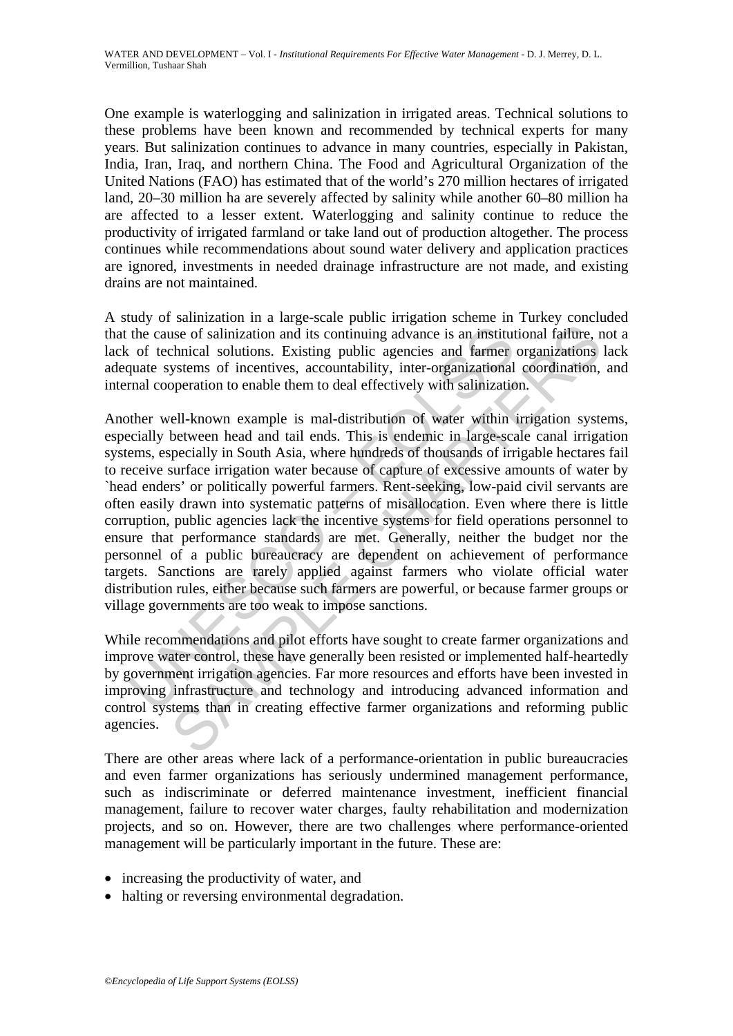One example is waterlogging and salinization in irrigated areas. Technical solutions to these problems have been known and recommended by technical experts for many years. But salinization continues to advance in many countries, especially in Pakistan, India, Iran, Iraq, and northern China. The Food and Agricultural Organization of the United Nations (FAO) has estimated that of the world's 270 million hectares of irrigated land, 20–30 million ha are severely affected by salinity while another 60–80 million ha are affected to a lesser extent. Waterlogging and salinity continue to reduce the productivity of irrigated farmland or take land out of production altogether. The process continues while recommendations about sound water delivery and application practices are ignored, investments in needed drainage infrastructure are not made, and existing drains are not maintained.

A study of salinization in a large-scale public irrigation scheme in Turkey concluded that the cause of salinization and its continuing advance is an institutional failure, not a lack of technical solutions. Existing public agencies and farmer organizations lack adequate systems of incentives, accountability, inter-organizational coordination, and internal cooperation to enable them to deal effectively with salinization.

Another well-known example is mal-distribution of water within irrigation systems, especially between head and tail ends. This is endemic in large-scale canal irrigation systems, especially in South Asia, where hundreds of thousands of irrigable hectares fail to receive surface irrigation water because of capture of excessive amounts of water by `head enders' or politically powerful farmers. Rent-seeking, low-paid civil servants are often easily drawn into systematic patterns of misallocation. Even where there is little corruption, public agencies lack the incentive systems for field operations personnel to ensure that performance standards are met. Generally, neither the budget nor the personnel of a public bureaucracy are dependent on achievement of performance targets. Sanctions are rarely applied against farmers who violate official water distribution rules, either because such farmers are powerful, or because farmer groups or village governments are too weak to impose sanctions.

While recommendations and pilot efforts have sought to create farmer organizations and improve water control, these have generally been resisted or implemented half-heartedly by government irrigation agencies. Far more resources and efforts have been invested in improving infrastructure and technology and introducing advanced information and control systems than in creating effective farmer organizations and reforming public agencies.

There are other areas where lack of a performance-orientation in public bureaucracies and even farmer organizations has seriously undermined management performance, such as indiscriminate or deferred maintenance investment, inefficient financial management, failure to recover water charges, faulty rehabilitation and modernization projects, and so on. However, there are two challenges where performance-oriented management will be particularly important in the future. These are:

- increasing the productivity of water, and
- halting or reversing environmental degradation.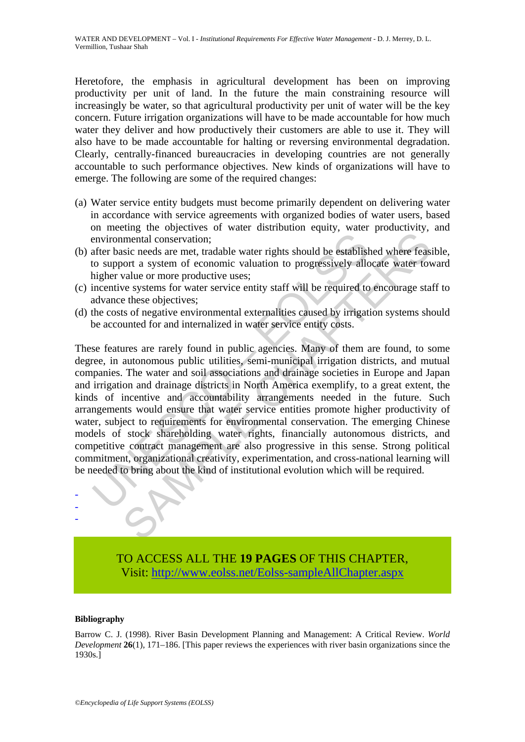Heretofore, the emphasis in agricultural development has been on improving productivity per unit of land. In the future the main constraining resource will increasingly be water, so that agricultural productivity per unit of water will be the key concern. Future irrigation organizations will have to be made accountable for how much water they deliver and how productively their customers are able to use it. They will also have to be made accountable for halting or reversing environmental degradation. Clearly, centrally-financed bureaucracies in developing countries are not generally accountable to such performance objectives. New kinds of organizations will have to emerge. The following are some of the required changes:

(a) Water service entity budgets must become primarily dependent on delivering water in accordance with service agreements with organized bodies of water users, based on meeting the objectives of water distribution equity, water productivity, and environmental conservation;

(b) after basic needs are met, tradable water rights should be established where feasible, to support a system of economic valuation to progressively allocate water toward higher value or more productive uses;

(c) incentive systems for water service entity staff will be required to encourage staff to advance these objectives;

(d) the costs of negative environmental externalities caused by irrigation systems should be accounted for and internalized in water service entity costs.

These features are rarely found in public agencies. Many of them are found, to some degree, in autonomous public utilities, semi-municipal irrigation districts, and mutual companies. The water and soil associations and drainage societies in Europe and Japan and irrigation and drainage districts in North America exemplify, to a great extent, the kinds of incentive and accountability arrangements needed in the future. Such arrangements would ensure that water service entities promote higher productivity of water, subject to requirements for environmental conservation. The emerging Chinese models of stock shareholding water rights, financially autonomous districts, and competitive contract management are also progressive in this sense. Strong political commitment, organizational creativity, experimentation, and cross-national learning will be needed to bring about the kind of institutional evolution which will be required.

-
-
-

TO ACCESS ALL THE **19 PAGES** OF THIS CHAPTER,
Visit: [http://www.eolss.net/Eolss-sampleAllChapter.aspx](http://www.eolss.net/Eolss-sampleAllChapter.aspx)

#### Bibliography

Barrow C. J. (1998). River Basin Development Planning and Management: A Critical Review. *World Development* **26**(1), 171–186. [This paper reviews the experiences with river basin organizations since the 1930s.]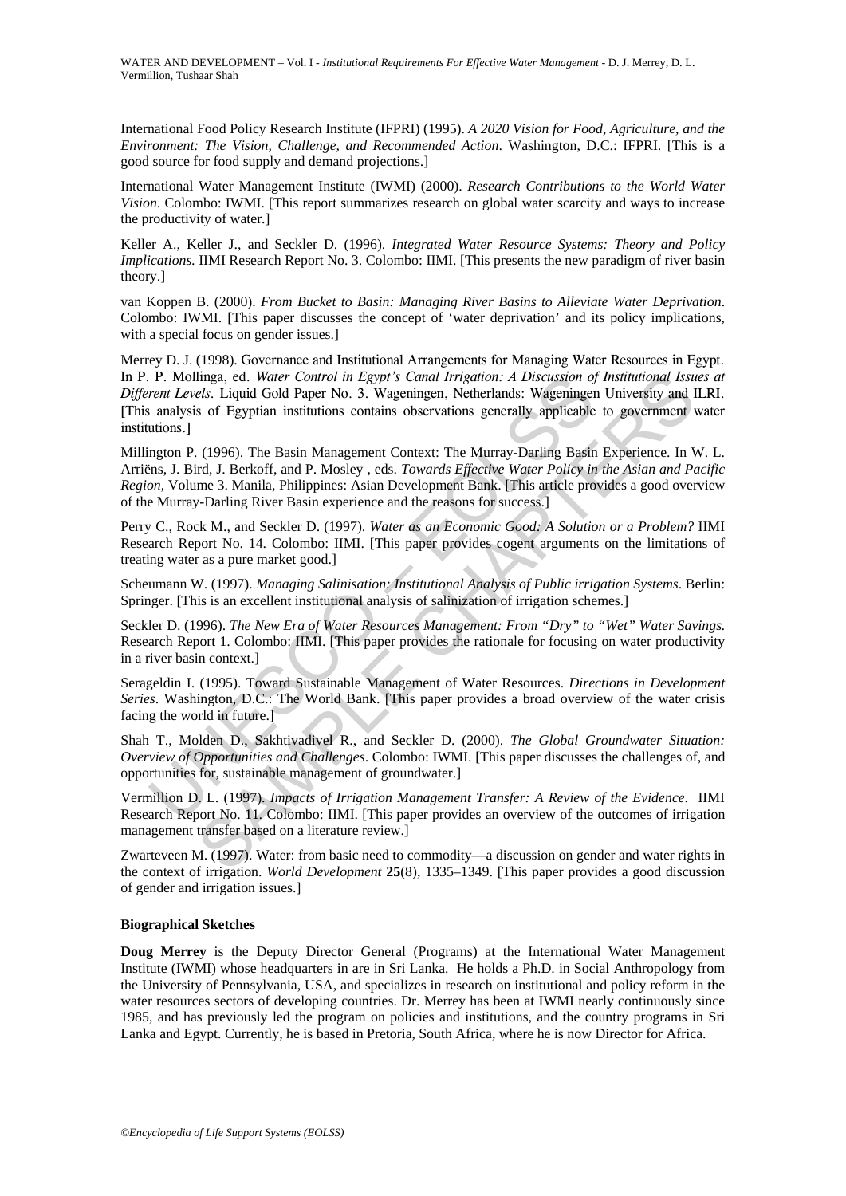International Food Policy Research Institute (IFPRI) (1995). *A 2020 Vision for Food, Agriculture, and the Environment: The Vision, Challenge, and Recommended Action*. Washington, D.C.: IFPRI. [This is a good source for food supply and demand projections.]

International Water Management Institute (IWMI) (2000). *Research Contributions to the World Water Vision*. Colombo: IWMI. [This report summarizes research on global water scarcity and ways to increase the productivity of water.]

Keller A., Keller J., and Seckler D. (1996). *Integrated Water Resource Systems: Theory and Policy Implications*. IIMI Research Report No. 3. Colombo: IIMI. [This presents the new paradigm of river basin theory.]

van Koppen B. (2000). *From Bucket to Basin: Managing River Basins to Alleviate Water Deprivation*. Colombo: IWMI. [This paper discusses the concept of 'water deprivation' and its policy implications, with a special focus on gender issues.]

Merrey D. J. (1998). Governance and Institutional Arrangements for Managing Water Resources in Egypt. In P. P. Mollinga, ed. *Water Control in Egypt's Canal Irrigation: A Discussion of Institutional Issues at Different Levels*. Liquid Gold Paper No. 3. Wageningen, Netherlands: Wageningen University and ILRI. [This analysis of Egyptian institutions contains observations generally applicable to government water institutions.]

Millington P. (1996). The Basin Management Context: The Murray-Darling Basin Experience. In W. L. Arriëns, J. Bird, J. Berkoff, and P. Mosley , eds. *Towards Effective Water Policy in the Asian and Pacific Region,* Volume 3. Manila, Philippines: Asian Development Bank. [This article provides a good overview of the Murray-Darling River Basin experience and the reasons for success.]

Perry C., Rock M., and Seckler D. (1997). *Water as an Economic Good: A Solution or a Problem?* IIMI Research Report No. 14. Colombo: IIMI. [This paper provides cogent arguments on the limitations of treating water as a pure market good.]

Scheumann W. (1997). *Managing Salinisation: Institutional Analysis of Public irrigation Systems*. Berlin: Springer. [This is an excellent institutional analysis of salinization of irrigation schemes.]

Seckler D. (1996). *The New Era of Water Resources Management: From "Dry" to "Wet" Water Savings.* Research Report 1. Colombo: IIMI. [This paper provides the rationale for focusing on water productivity in a river basin context.]

Serageldin I. (1995). Toward Sustainable Management of Water Resources. *Directions in Development Series*. Washington, D.C.: The World Bank. [This paper provides a broad overview of the water crisis facing the world in future.]

Shah T., Molden D., Sakhtivadivel R., and Seckler D. (2000). *The Global Groundwater Situation: Overview of Opportunities and Challenges*. Colombo: IWMI. [This paper discusses the challenges of, and opportunities for, sustainable management of groundwater.]

Vermillion D. L. (1997). *Impacts of Irrigation Management Transfer: A Review of the Evidence*. IIMI Research Report No. 11. Colombo: IIMI. [This paper provides an overview of the outcomes of irrigation management transfer based on a literature review.]

Zwarteveen M. (1997). Water: from basic need to commodity—a discussion on gender and water rights in the context of irrigation. *World Development* **25**(8), 1335–1349. [This paper provides a good discussion of gender and irrigation issues.]

### Biographical Sketches

**Doug Merrey** is the Deputy Director General (Programs) at the International Water Management Institute (IWMI) whose headquarters in are in Sri Lanka. He holds a Ph.D. in Social Anthropology from the University of Pennsylvania, USA, and specializes in research on institutional and policy reform in the water resources sectors of developing countries. Dr. Merrey has been at IWMI nearly continuously since 1985, and has previously led the program on policies and institutions, and the country programs in Sri Lanka and Egypt. Currently, he is based in Pretoria, South Africa, where he is now Director for Africa.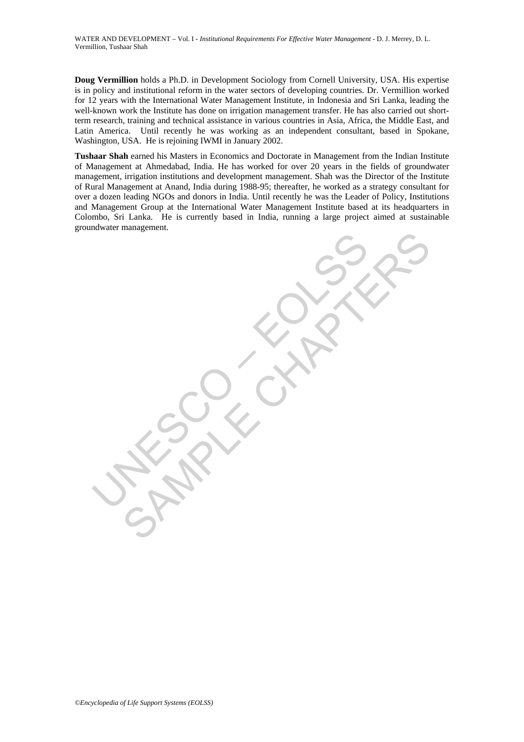**Doug Vermillion** holds a Ph.D. in Development Sociology from Cornell University, USA. His expertise is in policy and institutional reform in the water sectors of developing countries. Dr. Vermillion worked for 12 years with the International Water Management Institute, in Indonesia and Sri Lanka, leading the well-known work the Institute has done on irrigation management transfer. He has also carried out short-term research, training and technical assistance in various countries in Asia, Africa, the Middle East, and Latin America. Until recently he was working as an independent consultant, based in Spokane, Washington, USA. He is rejoining IWMI in January 2002.

**Tushaar Shah** earned his Masters in Economics and Doctorate in Management from the Indian Institute of Management at Ahmedabad, India. He has worked for over 20 years in the fields of groundwater management, irrigation institutions and development management. Shah was the Director of the Institute of Rural Management at Anand, India during 1988-95; thereafter, he worked as a strategy consultant for over a dozen leading NGOs and donors in India. Until recently he was the Leader of Policy, Institutions and Management Group at the International Water Management Institute based at its headquarters in Colombo, Sri Lanka. He is currently based in India, running a large project aimed at sustainable groundwater management.